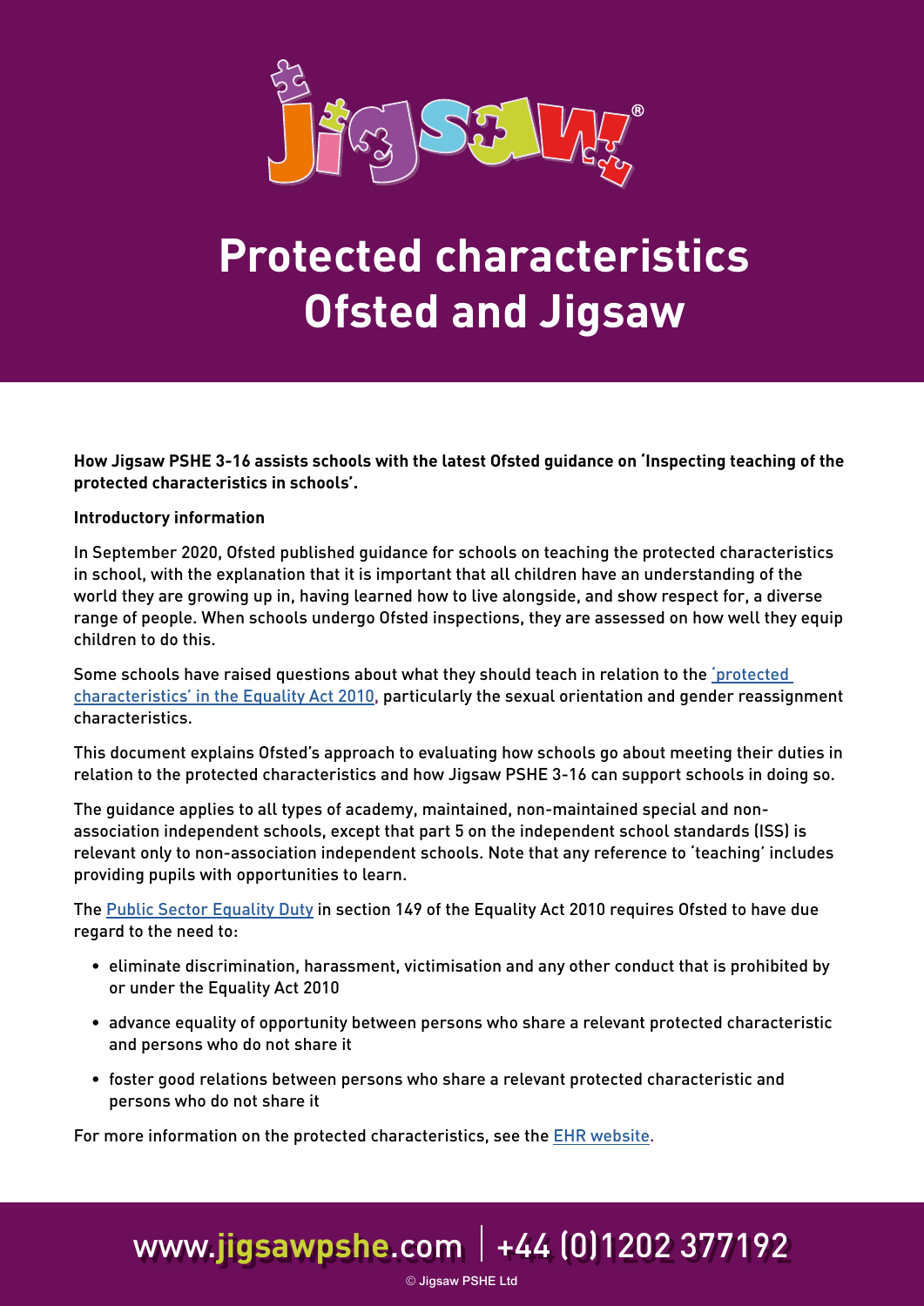# Protected characteristics Ofsted and Jigsaw

**How Jigsaw PSHE 3-16 assists schools with the latest Ofsted guidance on 'Inspecting teaching of the protected characteristics in schools'.**

**Introductory information**

In September 2020, Ofsted published guidance for schools on teaching the protected characteristics in school, with the explanation that it is important that all children have an understanding of the world they are growing up in, having learned how to live alongside, and show respect for, a diverse range of people. When schools undergo Ofsted inspections, they are assessed on how well they equip children to do this.

Some schools have raised questions about what they should teach in relation to the 'protected characteristics' in the Equality Act 2010, particularly the sexual orientation and gender reassignment characteristics.

This document explains Ofsted's approach to evaluating how schools go about meeting their duties in relation to the protected characteristics and how Jigsaw PSHE 3-16 can support schools in doing so.

The guidance applies to all types of academy, maintained, non-maintained special and non-association independent schools, except that part 5 on the independent school standards (ISS) is relevant only to non-association independent schools. Note that any reference to 'teaching' includes providing pupils with opportunities to learn.

The Public Sector Equality Duty in section 149 of the Equality Act 2010 requires Ofsted to have due regard to the need to:

- eliminate discrimination, harassment, victimisation and any other conduct that is prohibited by or under the Equality Act 2010
- advance equality of opportunity between persons who share a relevant protected characteristic and persons who do not share it
- foster good relations between persons who share a relevant protected characteristic and persons who do not share it

For more information on the protected characteristics, see the EHR website.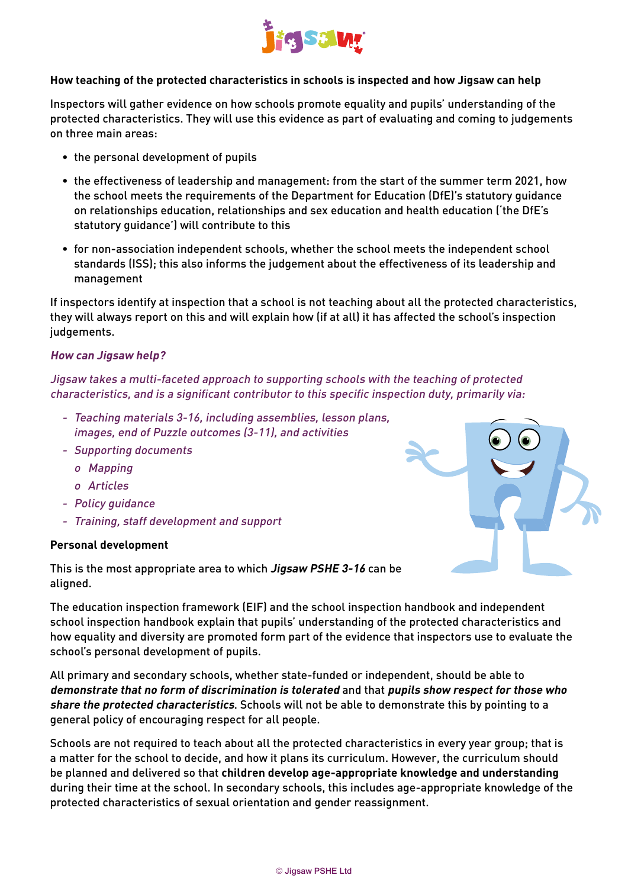**How teaching of the protected characteristics in schools is inspected and how Jigsaw can help**

Inspectors will gather evidence on how schools promote equality and pupils' understanding of the protected characteristics. They will use this evidence as part of evaluating and coming to judgements on three main areas:

- the personal development of pupils
- the effectiveness of leadership and management: from the start of the summer term 2021, how the school meets the requirements of the Department for Education (DfE)'s statutory guidance on relationships education, relationships and sex education and health education ('the DfE's statutory guidance') will contribute to this
- for non-association independent schools, whether the school meets the independent school standards (ISS); this also informs the judgement about the effectiveness of its leadership and management

If inspectors identify at inspection that a school is not teaching about all the protected characteristics, they will always report on this and will explain how (if at all) it has affected the school's inspection judgements.

***How can Jigsaw help?***

*Jigsaw takes a multi-faceted approach to supporting schools with the teaching of protected characteristics, and is a significant contributor to this specific inspection duty, primarily via:*

- *Teaching materials 3-16, including assemblies, lesson plans, images, end of Puzzle outcomes (3-11), and activities*
- *Supporting documents*
  - *Mapping*
  - *Articles*
- *Policy guidance*
- *Training, staff development and support*

**Personal development**

This is the most appropriate area to which ***Jigsaw PSHE 3-16*** can be aligned.

The education inspection framework (EIF) and the school inspection handbook and independent school inspection handbook explain that pupils' understanding of the protected characteristics and how equality and diversity are promoted form part of the evidence that inspectors use to evaluate the school's personal development of pupils.

All primary and secondary schools, whether state-funded or independent, should be able to ***demonstrate that no form of discrimination is tolerated*** and that ***pupils show respect for those who share the protected characteristics***. Schools will not be able to demonstrate this by pointing to a general policy of encouraging respect for all people.

Schools are not required to teach about all the protected characteristics in every year group; that is a matter for the school to decide, and how it plans its curriculum. However, the curriculum should be planned and delivered so that **children develop age-appropriate knowledge and understanding** during their time at the school. In secondary schools, this includes age-appropriate knowledge of the protected characteristics of sexual orientation and gender reassignment.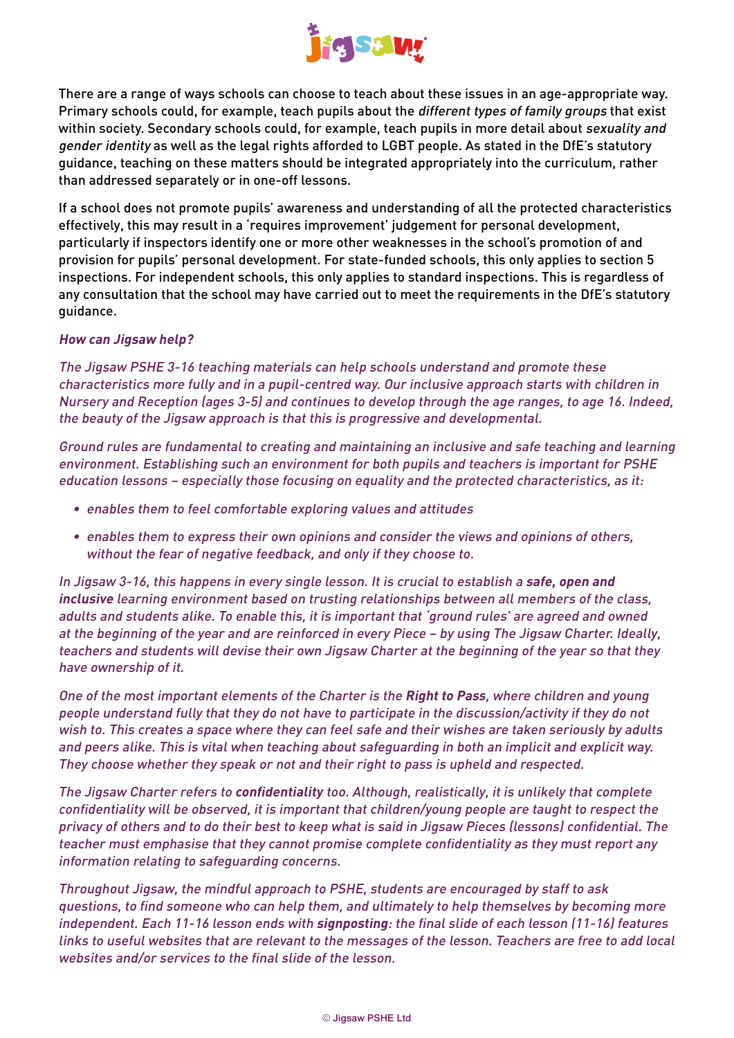There are a range of ways schools can choose to teach about these issues in an age-appropriate way. Primary schools could, for example, teach pupils about the *different types of family groups* that exist within society. Secondary schools could, for example, teach pupils in more detail about *sexuality and gender identity* as well as the legal rights afforded to LGBT people. As stated in the DfE's statutory guidance, teaching on these matters should be integrated appropriately into the curriculum, rather than addressed separately or in one-off lessons.

If a school does not promote pupils' awareness and understanding of all the protected characteristics effectively, this may result in a 'requires improvement' judgement for personal development, particularly if inspectors identify one or more other weaknesses in the school's promotion of and provision for pupils' personal development. For state-funded schools, this only applies to section 5 inspections. For independent schools, this only applies to standard inspections. This is regardless of any consultation that the school may have carried out to meet the requirements in the DfE's statutory guidance.

***How can Jigsaw help?***

*The Jigsaw PSHE 3-16 teaching materials can help schools understand and promote these characteristics more fully and in a pupil-centred way. Our inclusive approach starts with children in Nursery and Reception (ages 3-5) and continues to develop through the age ranges, to age 16. Indeed, the beauty of the Jigsaw approach is that this is progressive and developmental.*

*Ground rules are fundamental to creating and maintaining an inclusive and safe teaching and learning environment. Establishing such an environment for both pupils and teachers is important for PSHE education lessons – especially those focusing on equality and the protected characteristics, as it:*

- *enables them to feel comfortable exploring values and attitudes*
- *enables them to express their own opinions and consider the views and opinions of others, without the fear of negative feedback, and only if they choose to.*

*In Jigsaw 3-16, this happens in every single lesson. It is crucial to establish a **safe, open and inclusive** learning environment based on trusting relationships between all members of the class, adults and students alike. To enable this, it is important that 'ground rules' are agreed and owned at the beginning of the year and are reinforced in every Piece – by using The Jigsaw Charter. Ideally, teachers and students will devise their own Jigsaw Charter at the beginning of the year so that they have ownership of it.*

*One of the most important elements of the Charter is the **Right to Pass**, where children and young people understand fully that they do not have to participate in the discussion/activity if they do not wish to. This creates a space where they can feel safe and their wishes are taken seriously by adults and peers alike. This is vital when teaching about safeguarding in both an implicit and explicit way. They choose whether they speak or not and their right to pass is upheld and respected.*

*The Jigsaw Charter refers to **confidentiality** too. Although, realistically, it is unlikely that complete confidentiality will be observed, it is important that children/young people are taught to respect the privacy of others and to do their best to keep what is said in Jigsaw Pieces (lessons) confidential. The teacher must emphasise that they cannot promise complete confidentiality as they must report any information relating to safeguarding concerns.*

*Throughout Jigsaw, the mindful approach to PSHE, students are encouraged by staff to ask questions, to find someone who can help them, and ultimately to help themselves by becoming more independent. Each 11-16 lesson ends with **signposting**: the final slide of each lesson (11-16) features links to useful websites that are relevant to the messages of the lesson. Teachers are free to add local websites and/or services to the final slide of the lesson.*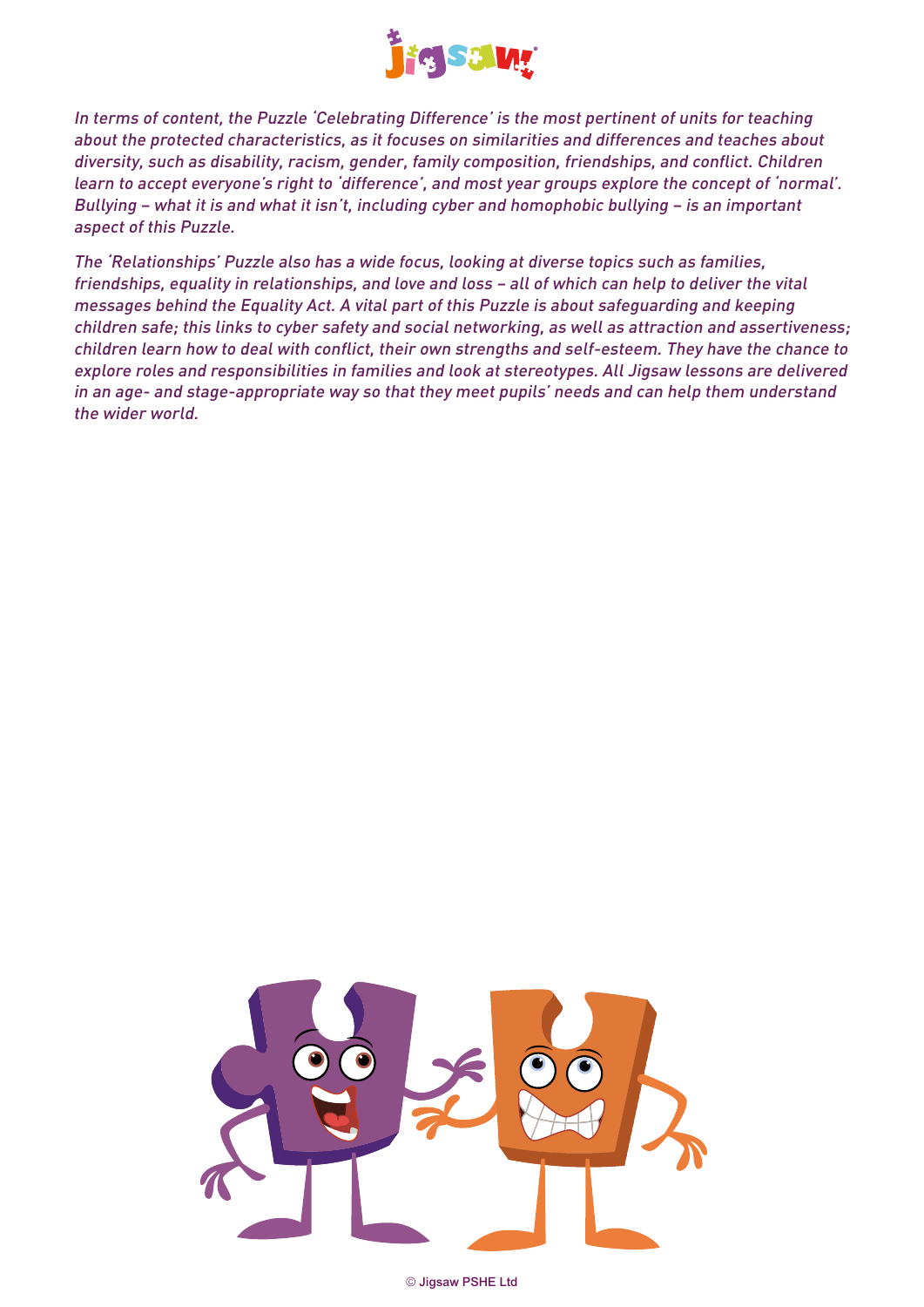*In terms of content, the Puzzle 'Celebrating Difference' is the most pertinent of units for teaching about the protected characteristics, as it focuses on similarities and differences and teaches about diversity, such as disability, racism, gender, family composition, friendships, and conflict. Children learn to accept everyone's right to 'difference', and most year groups explore the concept of 'normal'. Bullying – what it is and what it isn't, including cyber and homophobic bullying – is an important aspect of this Puzzle.*

*The 'Relationships' Puzzle also has a wide focus, looking at diverse topics such as families, friendships, equality in relationships, and love and loss – all of which can help to deliver the vital messages behind the Equality Act. A vital part of this Puzzle is about safeguarding and keeping children safe; this links to cyber safety and social networking, as well as attraction and assertiveness; children learn how to deal with conflict, their own strengths and self-esteem. They have the chance to explore roles and responsibilities in families and look at stereotypes. All Jigsaw lessons are delivered in an age- and stage-appropriate way so that they meet pupils' needs and can help them understand the wider world.*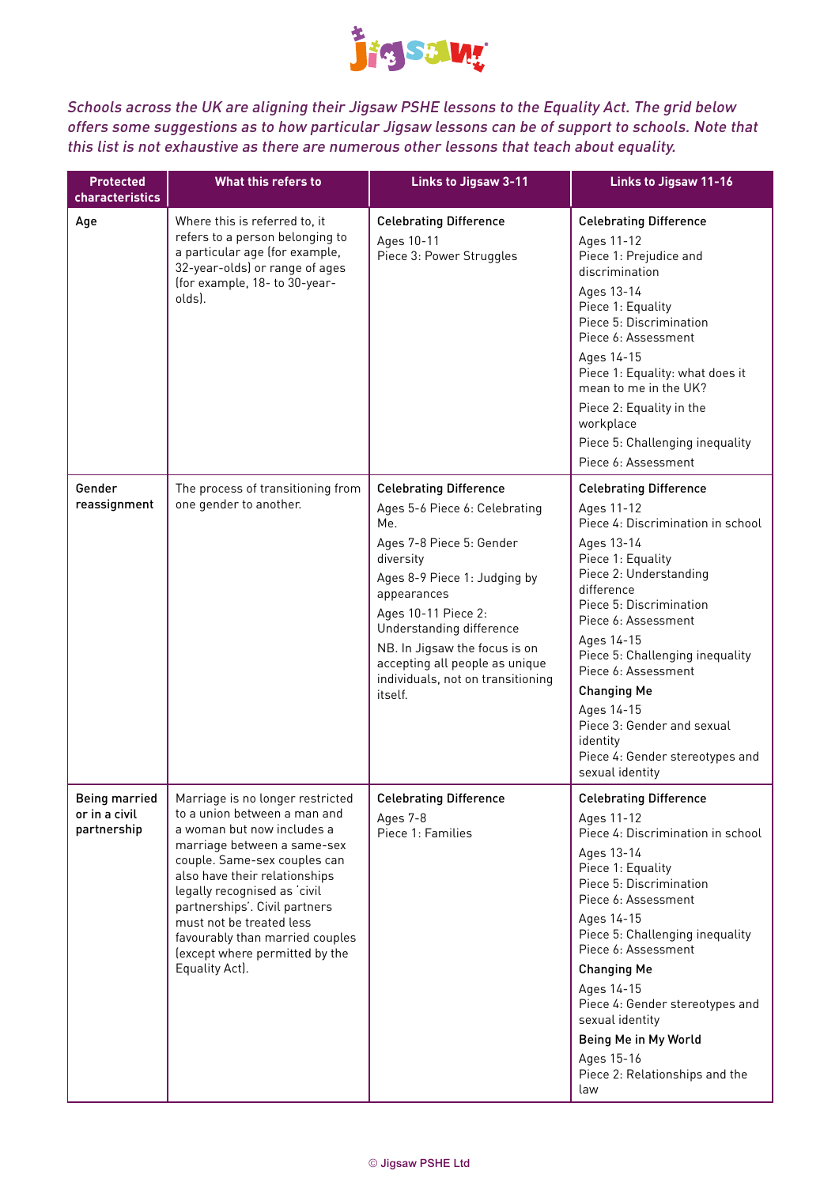*Schools across the UK are aligning their Jigsaw PSHE lessons to the Equality Act. The grid below offers some suggestions as to how particular Jigsaw lessons can be of support to schools. Note that this list is not exhaustive as there are numerous other lessons that teach about equality.*

| Protected characteristics | What this refers to | Links to Jigsaw 3-11 | Links to Jigsaw 11-16 |
|---|---|---|---|
| Age | Where this is referred to, it refers to a person belonging to a particular age (for example, 32-year-olds) or range of ages (for example, 18- to 30-year-olds). | **Celebrating Difference**<br>Ages 10-11<br>Piece 3: Power Struggles | **Celebrating Difference**<br>Ages 11-12<br>Piece 1: Prejudice and discrimination<br>Ages 13-14<br>Piece 1: Equality<br>Piece 5: Discrimination<br>Piece 6: Assessment<br>Ages 14-15<br>Piece 1: Equality: what does it mean to me in the UK?<br>Piece 2: Equality in the workplace<br>Piece 5: Challenging inequality<br>Piece 6: Assessment |
| Gender reassignment | The process of transitioning from one gender to another. | **Celebrating Difference**<br>Ages 5-6 Piece 6: Celebrating Me.<br>Ages 7-8 Piece 5: Gender diversity<br>Ages 8-9 Piece 1: Judging by appearances<br>Ages 10-11 Piece 2: Understanding difference<br>NB. In Jigsaw the focus is on accepting all people as unique individuals, not on transitioning itself. | **Celebrating Difference**<br>Ages 11-12<br>Piece 4: Discrimination in school<br>Ages 13-14<br>Piece 1: Equality<br>Piece 2: Understanding difference<br>Piece 5: Discrimination<br>Piece 6: Assessment<br>Ages 14-15<br>Piece 5: Challenging inequality<br>Piece 6: Assessment<br>**Changing Me**<br>Ages 14-15<br>Piece 3: Gender and sexual identity<br>Piece 4: Gender stereotypes and sexual identity |
| Being married or in a civil partnership | Marriage is no longer restricted to a union between a man and a woman but now includes a marriage between a same-sex couple. Same-sex couples can also have their relationships legally recognised as 'civil partnerships'. Civil partners must not be treated less favourably than married couples (except where permitted by the Equality Act). | **Celebrating Difference**<br>Ages 7-8<br>Piece 1: Families | **Celebrating Difference**<br>Ages 11-12<br>Piece 4: Discrimination in school<br>Ages 13-14<br>Piece 1: Equality<br>Piece 5: Discrimination<br>Piece 6: Assessment<br>Ages 14-15<br>Piece 5: Challenging inequality<br>Piece 6: Assessment<br>**Changing Me**<br>Ages 14-15<br>Piece 4: Gender stereotypes and sexual identity<br>**Being Me in My World**<br>Ages 15-16<br>Piece 2: Relationships and the law |

© Jigsaw PSHE Ltd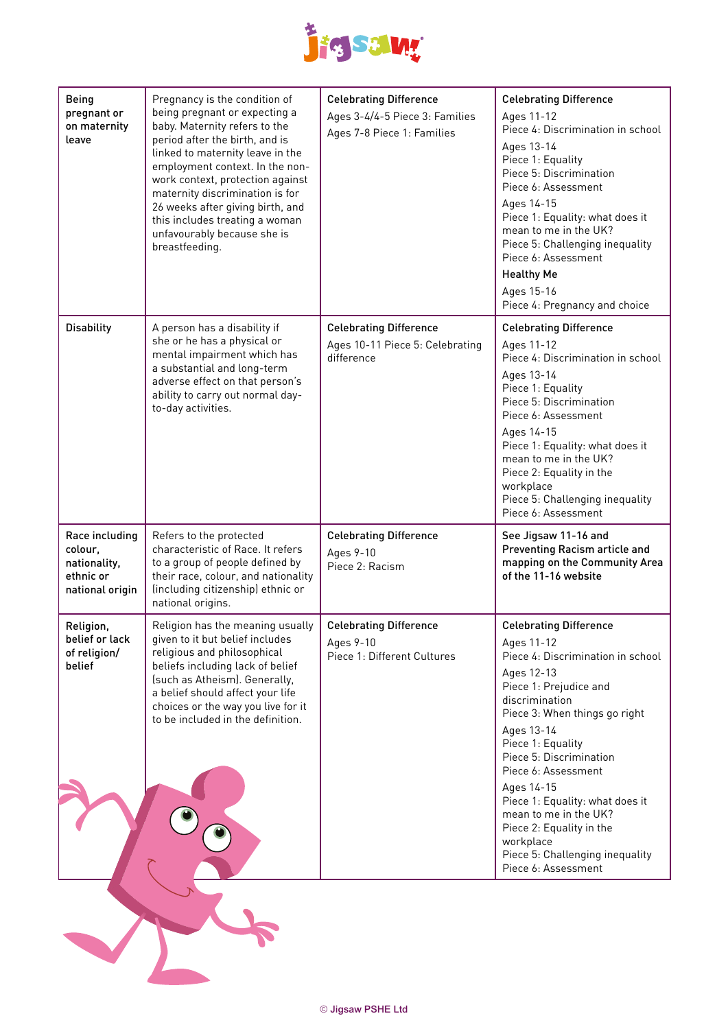| Being pregnant or on maternity leave | Pregnancy is the condition of being pregnant or expecting a baby. Maternity refers to the period after the birth, and is linked to maternity leave in the employment context. In the non-work context, protection against maternity discrimination is for 26 weeks after giving birth, and this includes treating a woman unfavourably because she is breastfeeding. | **Celebrating Difference**<br>Ages 3-4/4-5 Piece 3: Families<br>Ages 7-8 Piece 1: Families | **Celebrating Difference**<br>Ages 11-12<br>Piece 4: Discrimination in school<br>Ages 13-14<br>Piece 1: Equality<br>Piece 5: Discrimination<br>Piece 6: Assessment<br>Ages 14-15<br>Piece 1: Equality: what does it mean to me in the UK?<br>Piece 5: Challenging inequality<br>Piece 6: Assessment<br>**Healthy Me**<br>Ages 15-16<br>Piece 4: Pregnancy and choice |
|---|---|---|---|
| Disability | A person has a disability if she or he has a physical or mental impairment which has a substantial and long-term adverse effect on that person's ability to carry out normal day-to-day activities. | **Celebrating Difference**<br>Ages 10-11 Piece 5: Celebrating difference | **Celebrating Difference**<br>Ages 11-12<br>Piece 4: Discrimination in school<br>Ages 13-14<br>Piece 1: Equality<br>Piece 5: Discrimination<br>Piece 6: Assessment<br>Ages 14-15<br>Piece 1: Equality: what does it mean to me in the UK?<br>Piece 2: Equality in the workplace<br>Piece 5: Challenging inequality<br>Piece 6: Assessment |
| Race including colour, nationality, ethnic or national origin | Refers to the protected characteristic of Race. It refers to a group of people defined by their race, colour, and nationality (including citizenship) ethnic or national origins. | **Celebrating Difference**<br>Ages 9-10<br>Piece 2: Racism | **See Jigsaw 11-16 and Preventing Racism article and mapping on the Community Area of the 11-16 website** |
| Religion, belief or lack of religion/ belief | Religion has the meaning usually given to it but belief includes religious and philosophical beliefs including lack of belief (such as Atheism). Generally, a belief should affect your life choices or the way you live for it to be included in the definition. | **Celebrating Difference**<br>Ages 9-10<br>Piece 1: Different Cultures | **Celebrating Difference**<br>Ages 11-12<br>Piece 4: Discrimination in school<br>Ages 12-13<br>Piece 1: Prejudice and discrimination<br>Piece 3: When things go right<br>Ages 13-14<br>Piece 1: Equality<br>Piece 5: Discrimination<br>Piece 6: Assessment<br>Ages 14-15<br>Piece 1: Equality: what does it mean to me in the UK?<br>Piece 2: Equality in the workplace<br>Piece 5: Challenging inequality<br>Piece 6: Assessment |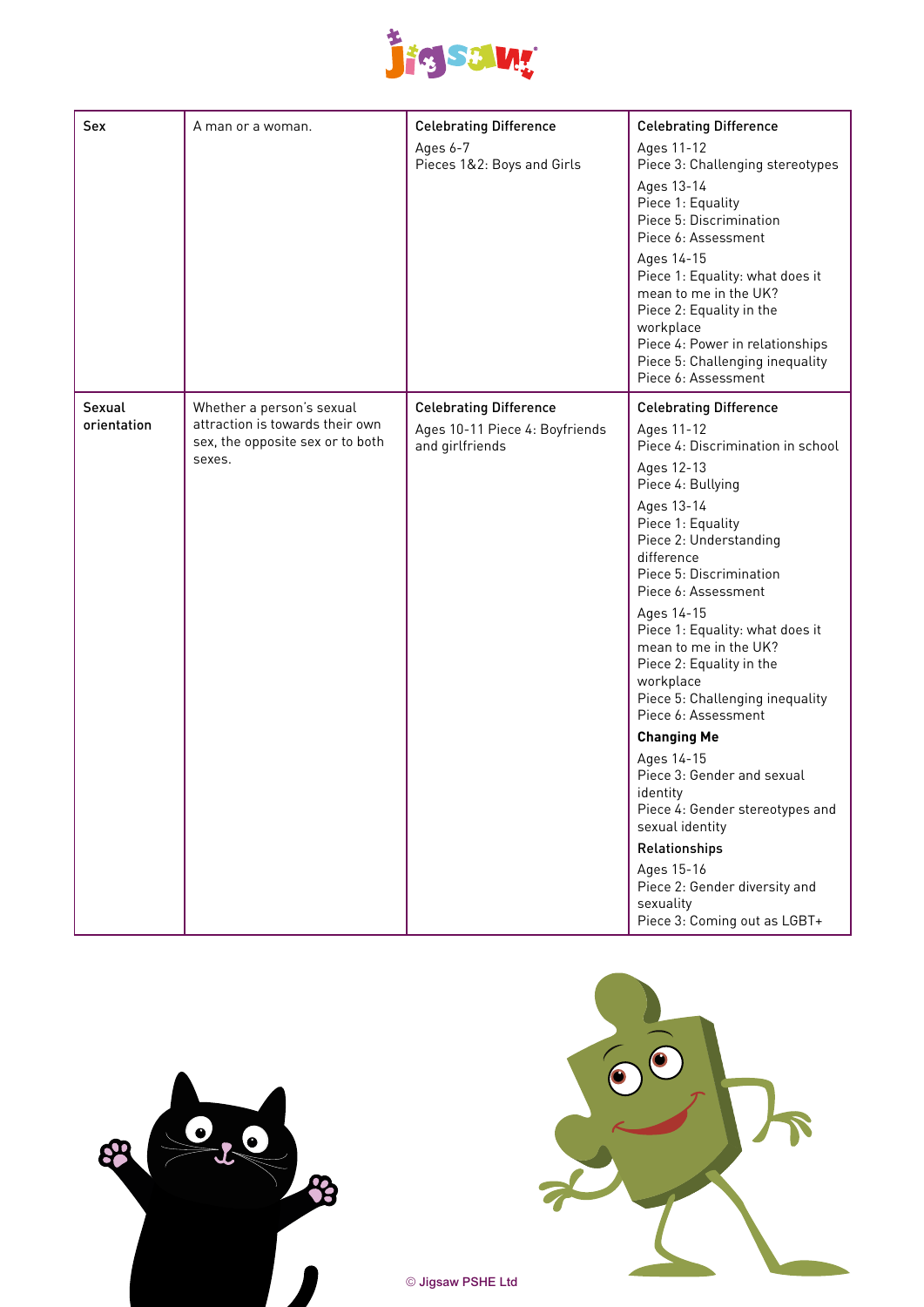| Sex | A man or a woman. | **Celebrating Difference**<br>Ages 6-7<br>Pieces 1&2: Boys and Girls | **Celebrating Difference**<br>Ages 11-12<br>Piece 3: Challenging stereotypes<br>Ages 13-14<br>Piece 1: Equality<br>Piece 5: Discrimination<br>Piece 6: Assessment<br>Ages 14-15<br>Piece 1: Equality: what does it mean to me in the UK?<br>Piece 2: Equality in the workplace<br>Piece 4: Power in relationships<br>Piece 5: Challenging inequality<br>Piece 6: Assessment |
|---|---|---|---|
| Sexual orientation | Whether a person's sexual attraction is towards their own sex, the opposite sex or to both sexes. | **Celebrating Difference**<br>Ages 10-11 Piece 4: Boyfriends and girlfriends | **Celebrating Difference**<br>Ages 11-12<br>Piece 4: Discrimination in school<br>Ages 12-13<br>Piece 4: Bullying<br>Ages 13-14<br>Piece 1: Equality<br>Piece 2: Understanding difference<br>Piece 5: Discrimination<br>Piece 6: Assessment<br>Ages 14-15<br>Piece 1: Equality: what does it mean to me in the UK?<br>Piece 2: Equality in the workplace<br>Piece 5: Challenging inequality<br>Piece 6: Assessment<br>**Changing Me**<br>Ages 14-15<br>Piece 3: Gender and sexual identity<br>Piece 4: Gender stereotypes and sexual identity<br>**Relationships**<br>Ages 15-16<br>Piece 2: Gender diversity and sexuality<br>Piece 3: Coming out as LGBT+ |

© Jigsaw PSHE Ltd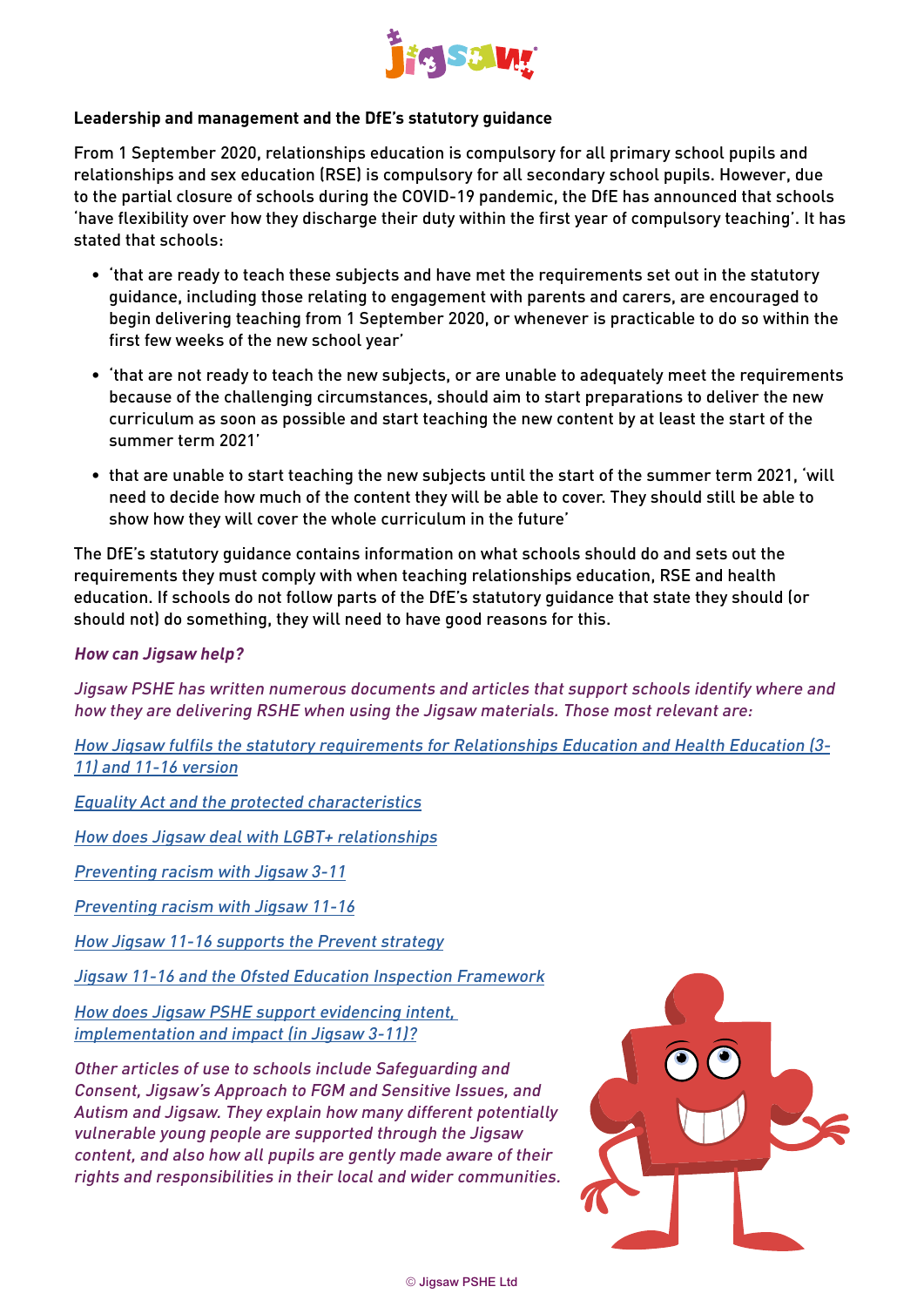**Leadership and management and the DfE's statutory guidance**

From 1 September 2020, relationships education is compulsory for all primary school pupils and relationships and sex education (RSE) is compulsory for all secondary school pupils. However, due to the partial closure of schools during the COVID-19 pandemic, the DfE has announced that schools 'have flexibility over how they discharge their duty within the first year of compulsory teaching'. It has stated that schools:

- 'that are ready to teach these subjects and have met the requirements set out in the statutory guidance, including those relating to engagement with parents and carers, are encouraged to begin delivering teaching from 1 September 2020, or whenever is practicable to do so within the first few weeks of the new school year'
- 'that are not ready to teach the new subjects, or are unable to adequately meet the requirements because of the challenging circumstances, should aim to start preparations to deliver the new curriculum as soon as possible and start teaching the new content by at least the start of the summer term 2021'
- that are unable to start teaching the new subjects until the start of the summer term 2021, 'will need to decide how much of the content they will be able to cover. They should still be able to show how they will cover the whole curriculum in the future'

The DfE's statutory guidance contains information on what schools should do and sets out the requirements they must comply with when teaching relationships education, RSE and health education. If schools do not follow parts of the DfE's statutory guidance that state they should (or should not) do something, they will need to have good reasons for this.

***How can Jigsaw help?***

*Jigsaw PSHE has written numerous documents and articles that support schools identify where and how they are delivering RSHE when using the Jigsaw materials. Those most relevant are:*

*How Jigsaw fulfils the statutory requirements for Relationships Education and Health Education (3-11) and 11-16 version*

*Equality Act and the protected characteristics*

*How does Jigsaw deal with LGBT+ relationships*

*Preventing racism with Jigsaw 3-11*

*Preventing racism with Jigsaw 11-16*

*How Jigsaw 11-16 supports the Prevent strategy*

*Jigsaw 11-16 and the Ofsted Education Inspection Framework*

*How does Jigsaw PSHE support evidencing intent, implementation and impact (in Jigsaw 3-11)?*

*Other articles of use to schools include Safeguarding and Consent, Jigsaw's Approach to FGM and Sensitive Issues, and Autism and Jigsaw. They explain how many different potentially vulnerable young people are supported through the Jigsaw content, and also how all pupils are gently made aware of their rights and responsibilities in their local and wider communities.*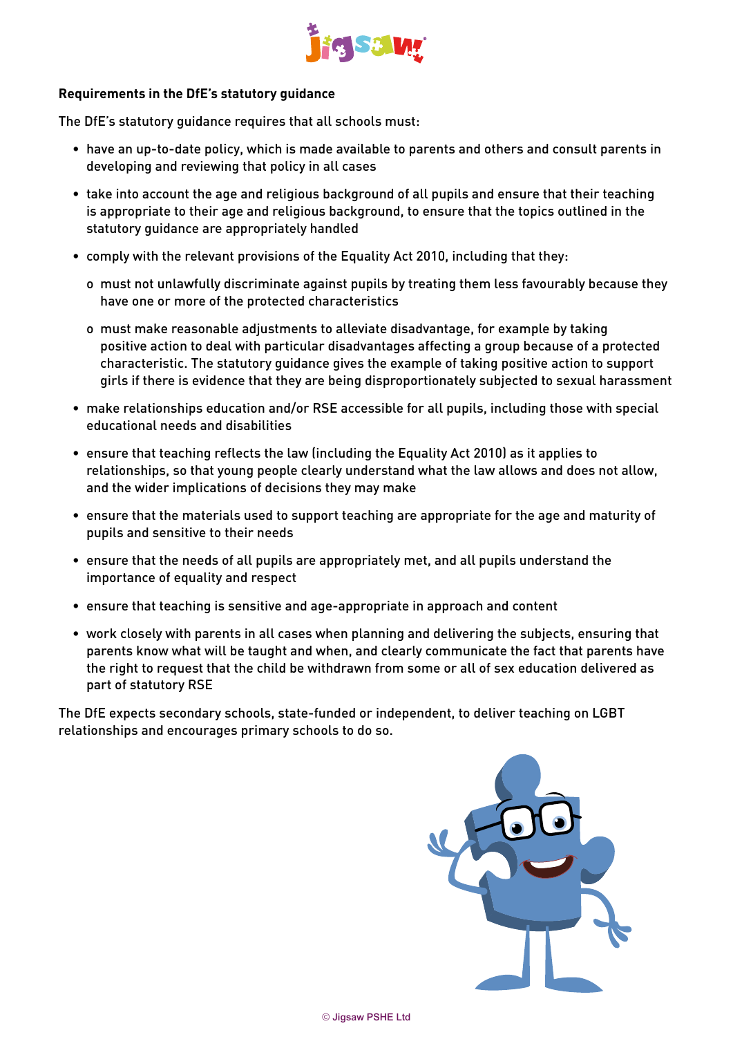**Requirements in the DfE's statutory guidance**

The DfE's statutory guidance requires that all schools must:

- have an up-to-date policy, which is made available to parents and others and consult parents in developing and reviewing that policy in all cases
- take into account the age and religious background of all pupils and ensure that their teaching is appropriate to their age and religious background, to ensure that the topics outlined in the statutory guidance are appropriately handled
- comply with the relevant provisions of the Equality Act 2010, including that they:
  - must not unlawfully discriminate against pupils by treating them less favourably because they have one or more of the protected characteristics
  - must make reasonable adjustments to alleviate disadvantage, for example by taking positive action to deal with particular disadvantages affecting a group because of a protected characteristic. The statutory guidance gives the example of taking positive action to support girls if there is evidence that they are being disproportionately subjected to sexual harassment
- make relationships education and/or RSE accessible for all pupils, including those with special educational needs and disabilities
- ensure that teaching reflects the law (including the Equality Act 2010) as it applies to relationships, so that young people clearly understand what the law allows and does not allow, and the wider implications of decisions they may make
- ensure that the materials used to support teaching are appropriate for the age and maturity of pupils and sensitive to their needs
- ensure that the needs of all pupils are appropriately met, and all pupils understand the importance of equality and respect
- ensure that teaching is sensitive and age-appropriate in approach and content
- work closely with parents in all cases when planning and delivering the subjects, ensuring that parents know what will be taught and when, and clearly communicate the fact that parents have the right to request that the child be withdrawn from some or all of sex education delivered as part of statutory RSE

The DfE expects secondary schools, state-funded or independent, to deliver teaching on LGBT relationships and encourages primary schools to do so.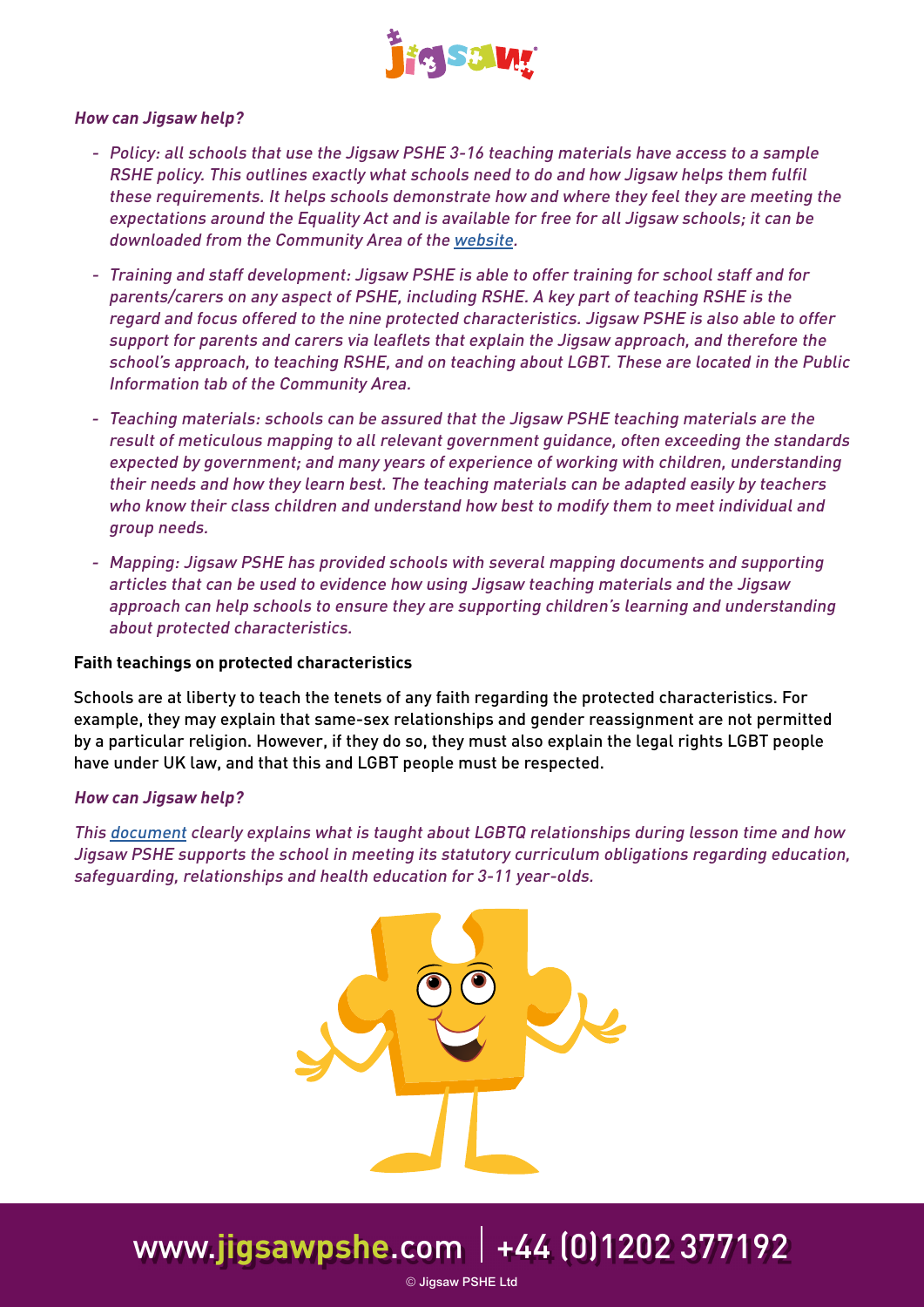*How can Jigsaw help?*

- *Policy: all schools that use the Jigsaw PSHE 3-16 teaching materials have access to a sample RSHE policy. This outlines exactly what schools need to do and how Jigsaw helps them fulfil these requirements. It helps schools demonstrate how and where they feel they are meeting the expectations around the Equality Act and is available for free for all Jigsaw schools; it can be downloaded from the Community Area of the website.*
- *Training and staff development: Jigsaw PSHE is able to offer training for school staff and for parents/carers on any aspect of PSHE, including RSHE. A key part of teaching RSHE is the regard and focus offered to the nine protected characteristics. Jigsaw PSHE is also able to offer support for parents and carers via leaflets that explain the Jigsaw approach, and therefore the school's approach, to teaching RSHE, and on teaching about LGBT. These are located in the Public Information tab of the Community Area.*
- *Teaching materials: schools can be assured that the Jigsaw PSHE teaching materials are the result of meticulous mapping to all relevant government guidance, often exceeding the standards expected by government; and many years of experience of working with children, understanding their needs and how they learn best. The teaching materials can be adapted easily by teachers who know their class children and understand how best to modify them to meet individual and group needs.*
- *Mapping: Jigsaw PSHE has provided schools with several mapping documents and supporting articles that can be used to evidence how using Jigsaw teaching materials and the Jigsaw approach can help schools to ensure they are supporting children's learning and understanding about protected characteristics.*

**Faith teachings on protected characteristics**

Schools are at liberty to teach the tenets of any faith regarding the protected characteristics. For example, they may explain that same-sex relationships and gender reassignment are not permitted by a particular religion. However, if they do so, they must also explain the legal rights LGBT people have under UK law, and that this and LGBT people must be respected.

*How can Jigsaw help?*

*This document clearly explains what is taught about LGBTQ relationships during lesson time and how Jigsaw PSHE supports the school in meeting its statutory curriculum obligations regarding education, safeguarding, relationships and health education for 3-11 year-olds.*